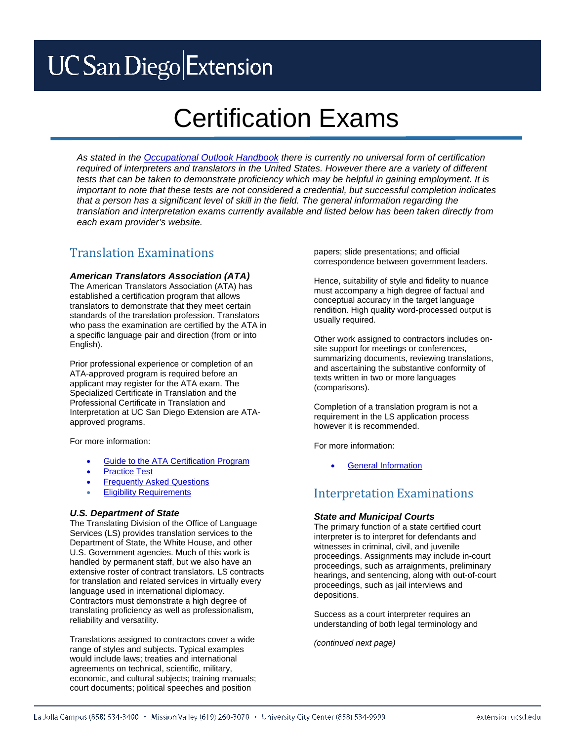# Certification Exams

*As stated in the [Occupational Outlook Handbook]() there is currently no universal form of certification required of interpreters and translators in the United States. However there are a variety of different tests that can be taken to demonstrate proficiency which may be helpful in gaining employment. It is important to note that these tests are not considered a credential, but successful completion indicates that a person has a significant level of skill in the field. The general information regarding the translation and interpretation exams currently available and listed below has been taken directly from each exam provider's website.*

## Translation Examinations

### *American Translators Association (ATA)*

The American Translators Association (ATA) has established a certification program that allows translators to demonstrate that they meet certain standards of the translation profession. Translators who pass the examination are certified by the ATA in a specific language pair and direction (from or into English).

Prior professional experience or completion of an ATA-approved program is required before an applicant may register for the ATA exam. The Specialized Certificate in Translation and the Professional Certificate in Translation and Interpretation at UC San Diego Extension are ATA-approved programs.

For more information:

- Guide to the ATA Certification Program
- Practice Test
- Frequently Asked Questions
- Eligibility Requirements

### *U.S. Department of State*

The Translating Division of the Office of Language Services (LS) provides translation services to the Department of State, the White House, and other U.S. Government agencies. Much of this work is handled by permanent staff, but we also have an extensive roster of contract translators. LS contracts for translation and related services in virtually every language used in international diplomacy. Contractors must demonstrate a high degree of translating proficiency as well as professionalism, reliability and versatility.

Translations assigned to contractors cover a wide range of styles and subjects. Typical examples would include laws; treaties and international agreements on technical, scientific, military, economic, and cultural subjects; training manuals; court documents; political speeches and position papers; slide presentations; and official correspondence between government leaders.

Hence, suitability of style and fidelity to nuance must accompany a high degree of factual and conceptual accuracy in the target language rendition. High quality word-processed output is usually required.

Other work assigned to contractors includes on-site support for meetings or conferences, summarizing documents, reviewing translations, and ascertaining the substantive conformity of texts written in two or more languages (comparisons).

Completion of a translation program is not a requirement in the LS application process however it is recommended.

For more information:

- General Information

## Interpretation Examinations

### *State and Municipal Courts*

The primary function of a state certified court interpreter is to interpret for defendants and witnesses in criminal, civil, and juvenile proceedings. Assignments may include in-court proceedings, such as arraignments, preliminary hearings, and sentencing, along with out-of-court proceedings, such as jail interviews and depositions.

Success as a court interpreter requires an understanding of both legal terminology and

*(continued next page)*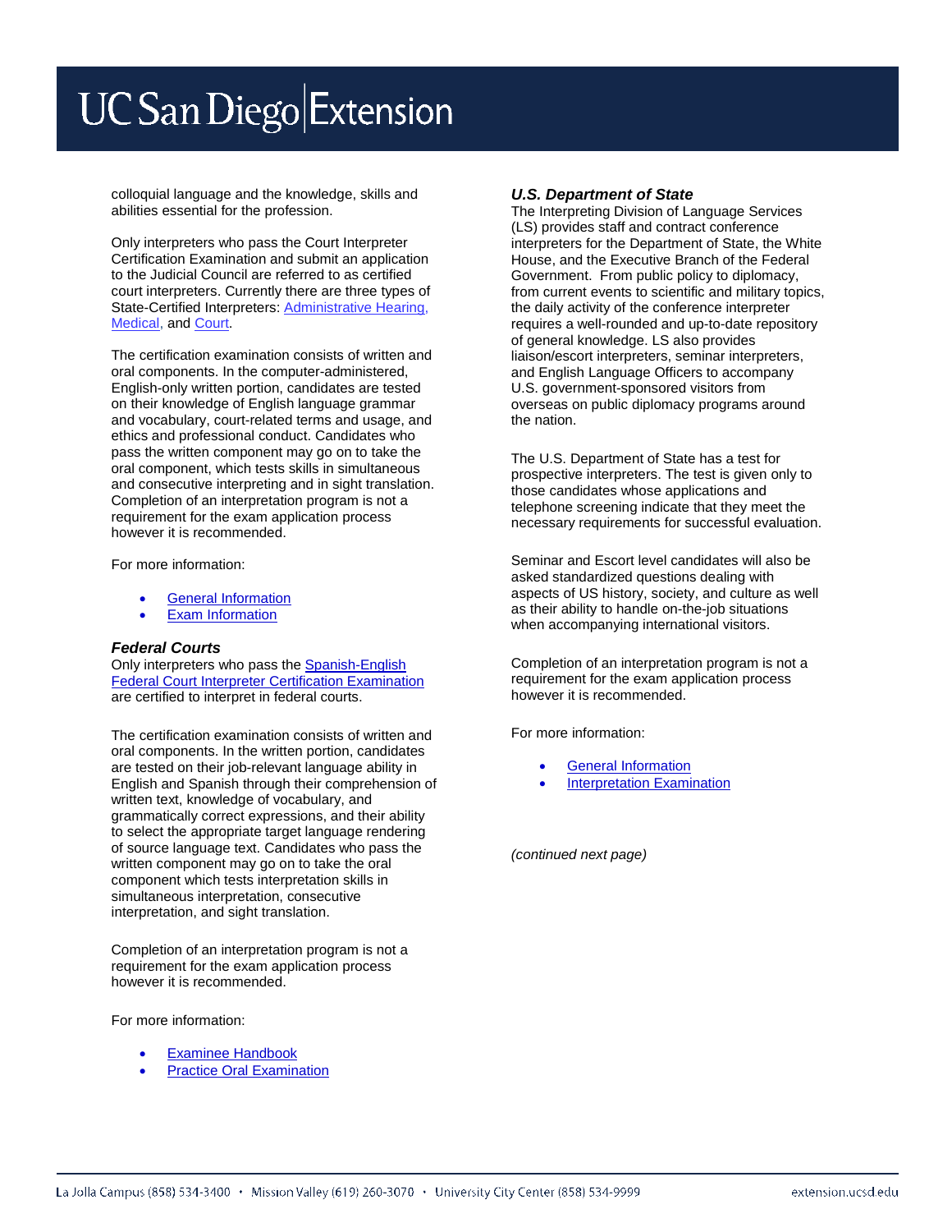colloquial language and the knowledge, skills and abilities essential for the profession.

Only interpreters who pass the Court Interpreter Certification Examination and submit an application to the Judicial Council are referred to as certified court interpreters. Currently there are three types of State-Certified Interpreters: Administrative Hearing, Medical, and Court.

The certification examination consists of written and oral components. In the computer-administered, English-only written portion, candidates are tested on their knowledge of English language grammar and vocabulary, court-related terms and usage, and ethics and professional conduct. Candidates who pass the written component may go on to take the oral component, which tests skills in simultaneous and consecutive interpreting and in sight translation. Completion of an interpretation program is not a requirement for the exam application process however it is recommended.

For more information:

- General Information
- Exam Information

### *Federal Courts*

Only interpreters who pass the Spanish-English Federal Court Interpreter Certification Examination are certified to interpret in federal courts.

The certification examination consists of written and oral components. In the written portion, candidates are tested on their job-relevant language ability in English and Spanish through their comprehension of written text, knowledge of vocabulary, and grammatically correct expressions, and their ability to select the appropriate target language rendering of source language text. Candidates who pass the written component may go on to take the oral component which tests interpretation skills in simultaneous interpretation, consecutive interpretation, and sight translation.

Completion of an interpretation program is not a requirement for the exam application process however it is recommended.

For more information:

- Examinee Handbook
- Practice Oral Examination

### *U.S. Department of State*

The Interpreting Division of Language Services (LS) provides staff and contract conference interpreters for the Department of State, the White House, and the Executive Branch of the Federal Government. From public policy to diplomacy, from current events to scientific and military topics, the daily activity of the conference interpreter requires a well-rounded and up-to-date repository of general knowledge. LS also provides liaison/escort interpreters, seminar interpreters, and English Language Officers to accompany U.S. government-sponsored visitors from overseas on public diplomacy programs around the nation.

The U.S. Department of State has a test for prospective interpreters. The test is given only to those candidates whose applications and telephone screening indicate that they meet the necessary requirements for successful evaluation.

Seminar and Escort level candidates will also be asked standardized questions dealing with aspects of US history, society, and culture as well as their ability to handle on-the-job situations when accompanying international visitors.

Completion of an interpretation program is not a requirement for the exam application process however it is recommended.

For more information:

- General Information
- Interpretation Examination

*(continued next page)*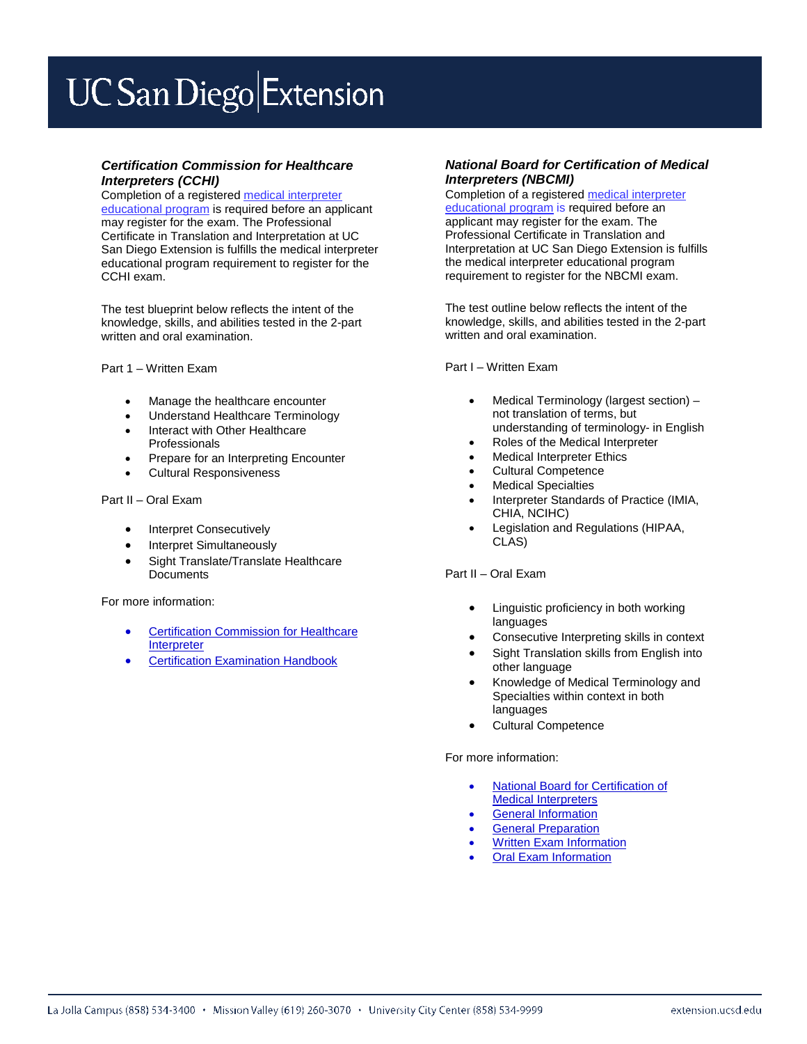### *Certification Commission for Healthcare Interpreters (CCHI)*

Completion of a registered medical interpreter educational program is required before an applicant may register for the exam. The Professional Certificate in Translation and Interpretation at UC San Diego Extension is fulfills the medical interpreter educational program requirement to register for the CCHI exam.

The test blueprint below reflects the intent of the knowledge, skills, and abilities tested in the 2-part written and oral examination.

Part 1 – Written Exam

- Manage the healthcare encounter
- Understand Healthcare Terminology
- Interact with Other Healthcare Professionals
- Prepare for an Interpreting Encounter
- Cultural Responsiveness

Part II – Oral Exam

- Interpret Consecutively
- Interpret Simultaneously
- Sight Translate/Translate Healthcare Documents

For more information:

- Certification Commission for Healthcare Interpreter
- Certification Examination Handbook

### *National Board for Certification of Medical Interpreters (NBCMI)*

Completion of a registered medical interpreter educational program is required before an applicant may register for the exam. The Professional Certificate in Translation and Interpretation at UC San Diego Extension is fulfills the medical interpreter educational program requirement to register for the NBCMI exam.

The test outline below reflects the intent of the knowledge, skills, and abilities tested in the 2-part written and oral examination.

Part I – Written Exam

- Medical Terminology (largest section) – not translation of terms, but understanding of terminology- in English
- Roles of the Medical Interpreter
- Medical Interpreter Ethics
- Cultural Competence
- Medical Specialties
- Interpreter Standards of Practice (IMIA, CHIA, NCIHC)
- Legislation and Regulations (HIPAA, CLAS)

Part II – Oral Exam

- Linguistic proficiency in both working languages
- Consecutive Interpreting skills in context
- Sight Translation skills from English into other language
- Knowledge of Medical Terminology and Specialties within context in both languages
- Cultural Competence

For more information:

- National Board for Certification of Medical Interpreters
- General Information
- General Preparation
- Written Exam Information
- Oral Exam Information